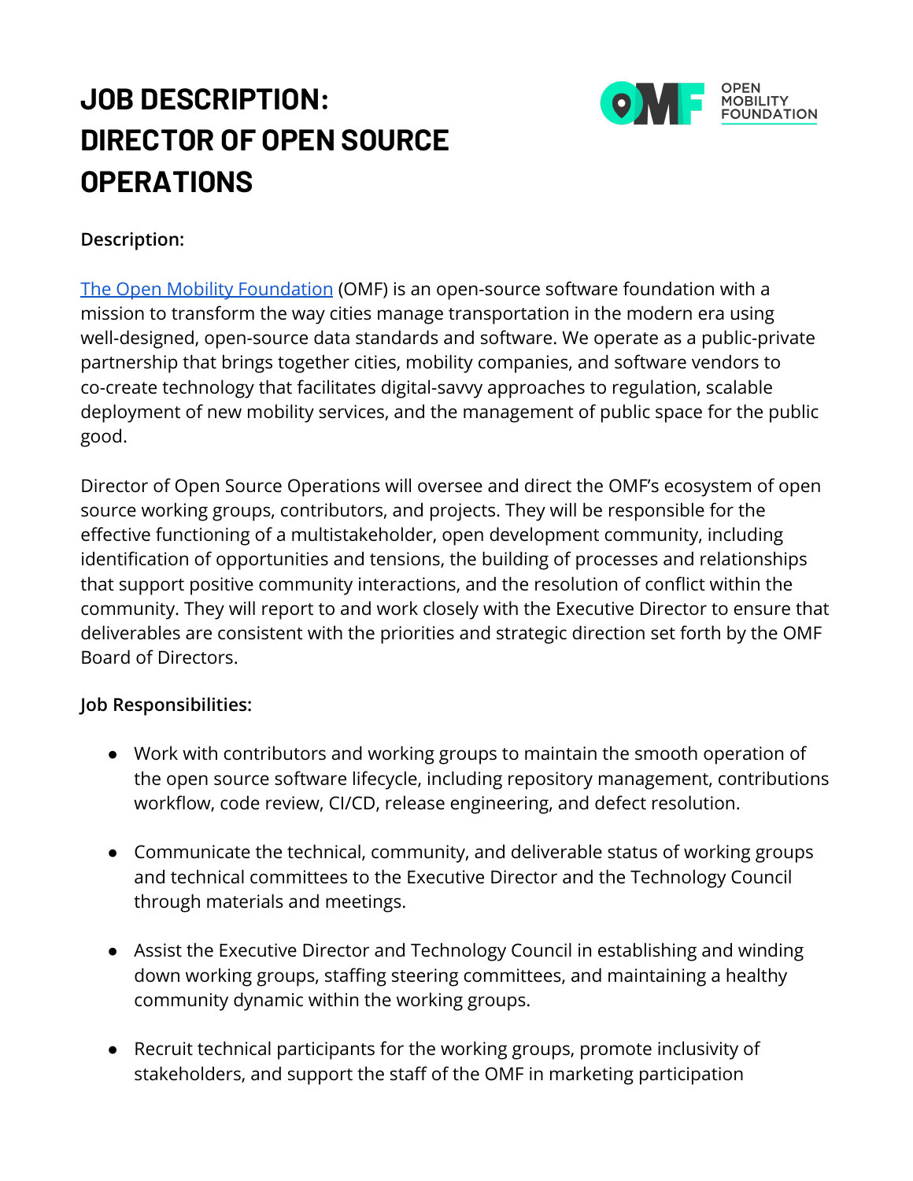# JOB DESCRIPTION: DIRECTOR OF OPEN SOURCE OPERATIONS

OPEN MOBILITY FOUNDATION

**Description:**

[The Open Mobility Foundation](#) (OMF) is an open-source software foundation with a mission to transform the way cities manage transportation in the modern era using well-designed, open-source data standards and software. We operate as a public-private partnership that brings together cities, mobility companies, and software vendors to co-create technology that facilitates digital-savvy approaches to regulation, scalable deployment of new mobility services, and the management of public space for the public good.

Director of Open Source Operations will oversee and direct the OMF's ecosystem of open source working groups, contributors, and projects. They will be responsible for the effective functioning of a multistakeholder, open development community, including identification of opportunities and tensions, the building of processes and relationships that support positive community interactions, and the resolution of conflict within the community. They will report to and work closely with the Executive Director to ensure that deliverables are consistent with the priorities and strategic direction set forth by the OMF Board of Directors.

**Job Responsibilities:**

- Work with contributors and working groups to maintain the smooth operation of the open source software lifecycle, including repository management, contributions workflow, code review, CI/CD, release engineering, and defect resolution.
- Communicate the technical, community, and deliverable status of working groups and technical committees to the Executive Director and the Technology Council through materials and meetings.
- Assist the Executive Director and Technology Council in establishing and winding down working groups, staffing steering committees, and maintaining a healthy community dynamic within the working groups.
- Recruit technical participants for the working groups, promote inclusivity of stakeholders, and support the staff of the OMF in marketing participation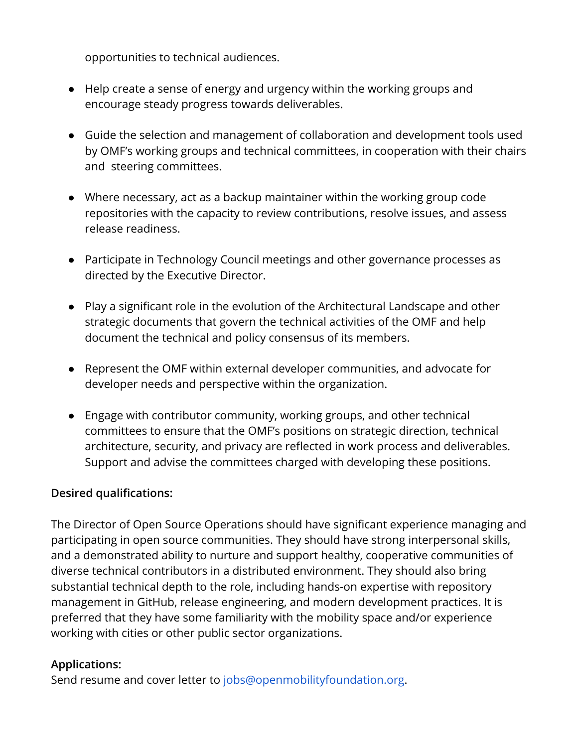opportunities to technical audiences.

- Help create a sense of energy and urgency within the working groups and encourage steady progress towards deliverables.
- Guide the selection and management of collaboration and development tools used by OMF's working groups and technical committees, in cooperation with their chairs and steering committees.
- Where necessary, act as a backup maintainer within the working group code repositories with the capacity to review contributions, resolve issues, and assess release readiness.
- Participate in Technology Council meetings and other governance processes as directed by the Executive Director.
- Play a significant role in the evolution of the Architectural Landscape and other strategic documents that govern the technical activities of the OMF and help document the technical and policy consensus of its members.
- Represent the OMF within external developer communities, and advocate for developer needs and perspective within the organization.
- Engage with contributor community, working groups, and other technical committees to ensure that the OMF's positions on strategic direction, technical architecture, security, and privacy are reflected in work process and deliverables. Support and advise the committees charged with developing these positions.

**Desired qualifications:**

The Director of Open Source Operations should have significant experience managing and participating in open source communities. They should have strong interpersonal skills, and a demonstrated ability to nurture and support healthy, cooperative communities of diverse technical contributors in a distributed environment. They should also bring substantial technical depth to the role, including hands-on expertise with repository management in GitHub, release engineering, and modern development practices. It is preferred that they have some familiarity with the mobility space and/or experience working with cities or other public sector organizations.

**Applications:**

Send resume and cover letter to [jobs@openmobilityfoundation.org](mailto:jobs@openmobilityfoundation.org).